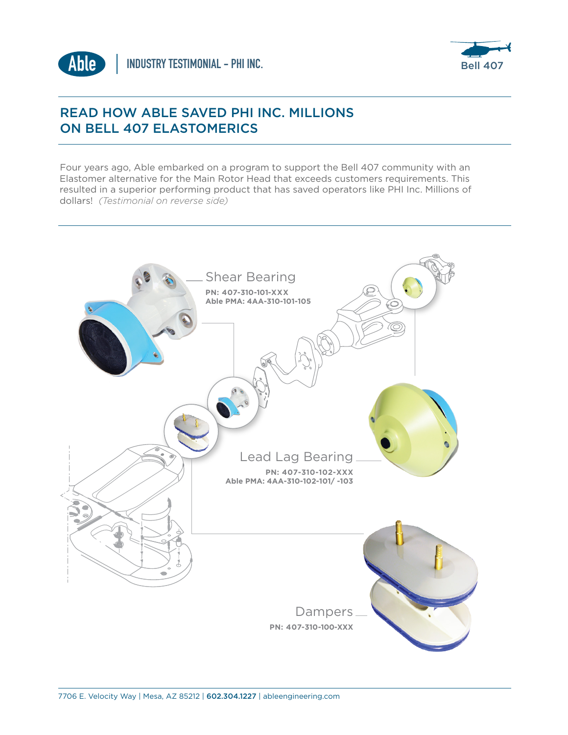Able | INDUSTRY TESTIMONIAL – PHI INC.

Bell 407

# READ HOW ABLE SAVED PHI INC. MILLIONS ON BELL 407 ELASTOMERICS

Four years ago, Able embarked on a program to support the Bell 407 community with an Elastomer alternative for the Main Rotor Head that exceeds customers requirements. This resulted in a superior performing product that has saved operators like PHI Inc. Millions of dollars! *(Testimonial on reverse side)*

Shear Bearing

**PN: 407-310-101-XXX**
**Able PMA: 4AA-310-101-105**

Lead Lag Bearing

**PN: 407-310-102-XXX**
**Able PMA: 4AA-310-102-101/ -103**

Dampers

**PN: 407-310-100-XXX**

7706 E. Velocity Way | Mesa, AZ 85212 | **602.304.1227** | ableengineering.com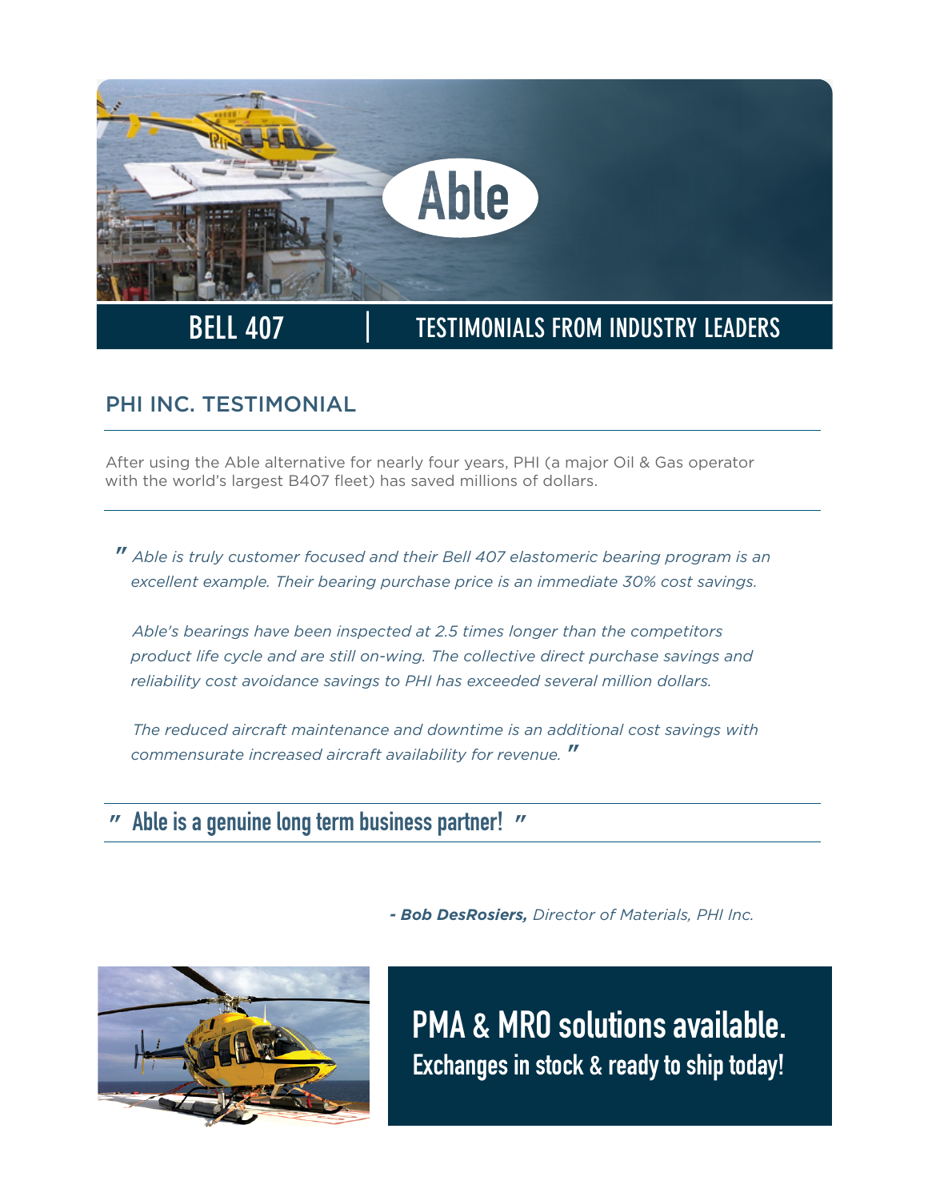Able

BELL 407 | TESTIMONIALS FROM INDUSTRY LEADERS

## PHI INC. TESTIMONIAL

After using the Able alternative for nearly four years, PHI (a major Oil & Gas operator with the world's largest B407 fleet) has saved millions of dollars.

*" Able is truly customer focused and their Bell 407 elastomeric bearing program is an excellent example. Their bearing purchase price is an immediate 30% cost savings.*

*Able's bearings have been inspected at 2.5 times longer than the competitors product life cycle and are still on-wing. The collective direct purchase savings and reliability cost avoidance savings to PHI has exceeded several million dollars.*

*The reduced aircraft maintenance and downtime is an additional cost savings with commensurate increased aircraft availability for revenue. "*

**" Able is a genuine long term business partner! "**

*- **Bob DesRosiers,** Director of Materials, PHI Inc.*

**PMA & MRO solutions available.**

**Exchanges in stock & ready to ship today!**